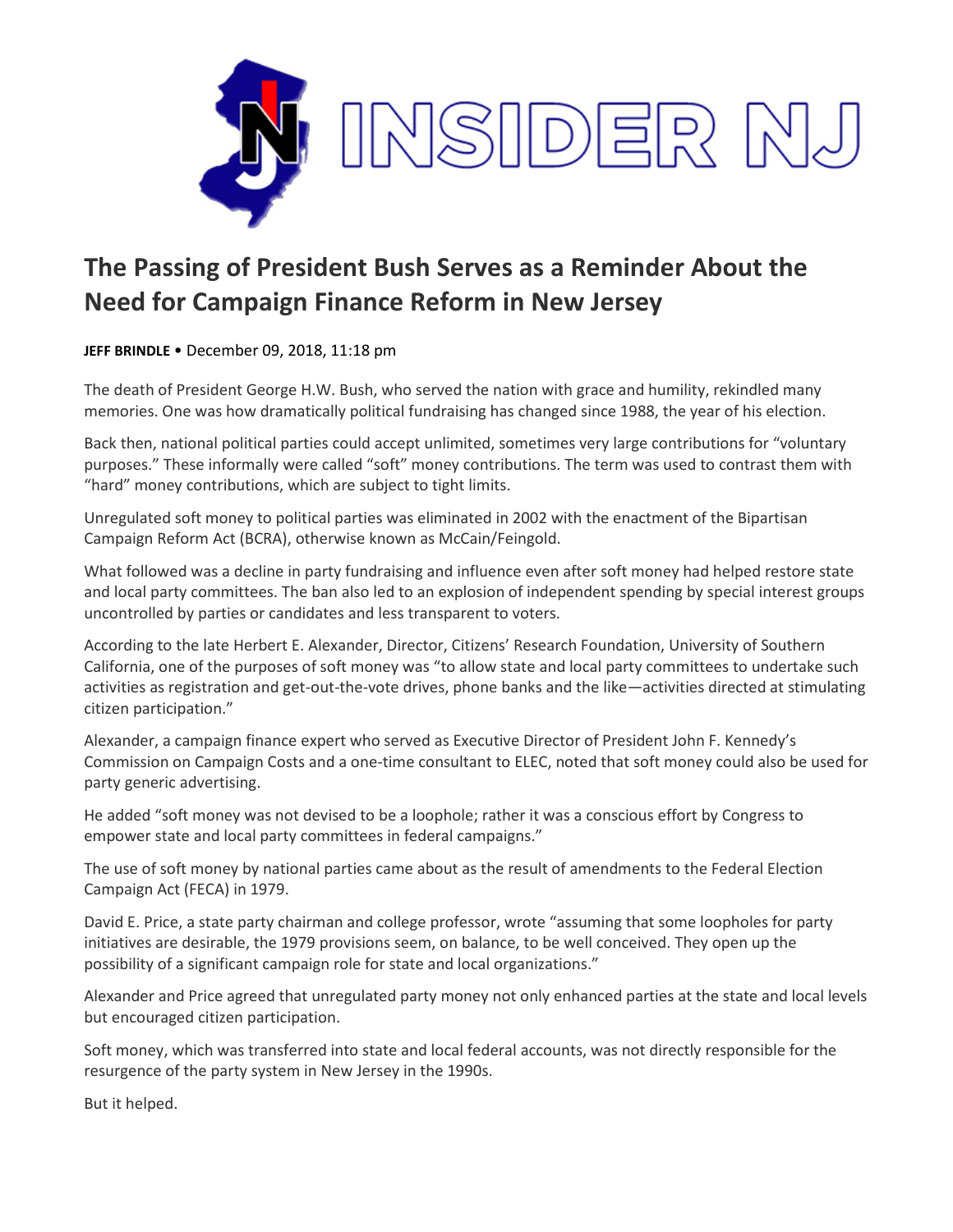# The Passing of President Bush Serves as a Reminder About the Need for Campaign Finance Reform in New Jersey

**JEFF BRINDLE** • December 09, 2018, 11:18 pm

The death of President George H.W. Bush, who served the nation with grace and humility, rekindled many memories. One was how dramatically political fundraising has changed since 1988, the year of his election.

Back then, national political parties could accept unlimited, sometimes very large contributions for "voluntary purposes." These informally were called "soft" money contributions. The term was used to contrast them with "hard" money contributions, which are subject to tight limits.

Unregulated soft money to political parties was eliminated in 2002 with the enactment of the Bipartisan Campaign Reform Act (BCRA), otherwise known as McCain/Feingold.

What followed was a decline in party fundraising and influence even after soft money had helped restore state and local party committees. The ban also led to an explosion of independent spending by special interest groups uncontrolled by parties or candidates and less transparent to voters.

According to the late Herbert E. Alexander, Director, Citizens' Research Foundation, University of Southern California, one of the purposes of soft money was "to allow state and local party committees to undertake such activities as registration and get-out-the-vote drives, phone banks and the like—activities directed at stimulating citizen participation."

Alexander, a campaign finance expert who served as Executive Director of President John F. Kennedy's Commission on Campaign Costs and a one-time consultant to ELEC, noted that soft money could also be used for party generic advertising.

He added "soft money was not devised to be a loophole; rather it was a conscious effort by Congress to empower state and local party committees in federal campaigns."

The use of soft money by national parties came about as the result of amendments to the Federal Election Campaign Act (FECA) in 1979.

David E. Price, a state party chairman and college professor, wrote "assuming that some loopholes for party initiatives are desirable, the 1979 provisions seem, on balance, to be well conceived. They open up the possibility of a significant campaign role for state and local organizations."

Alexander and Price agreed that unregulated party money not only enhanced parties at the state and local levels but encouraged citizen participation.

Soft money, which was transferred into state and local federal accounts, was not directly responsible for the resurgence of the party system in New Jersey in the 1990s.

But it helped.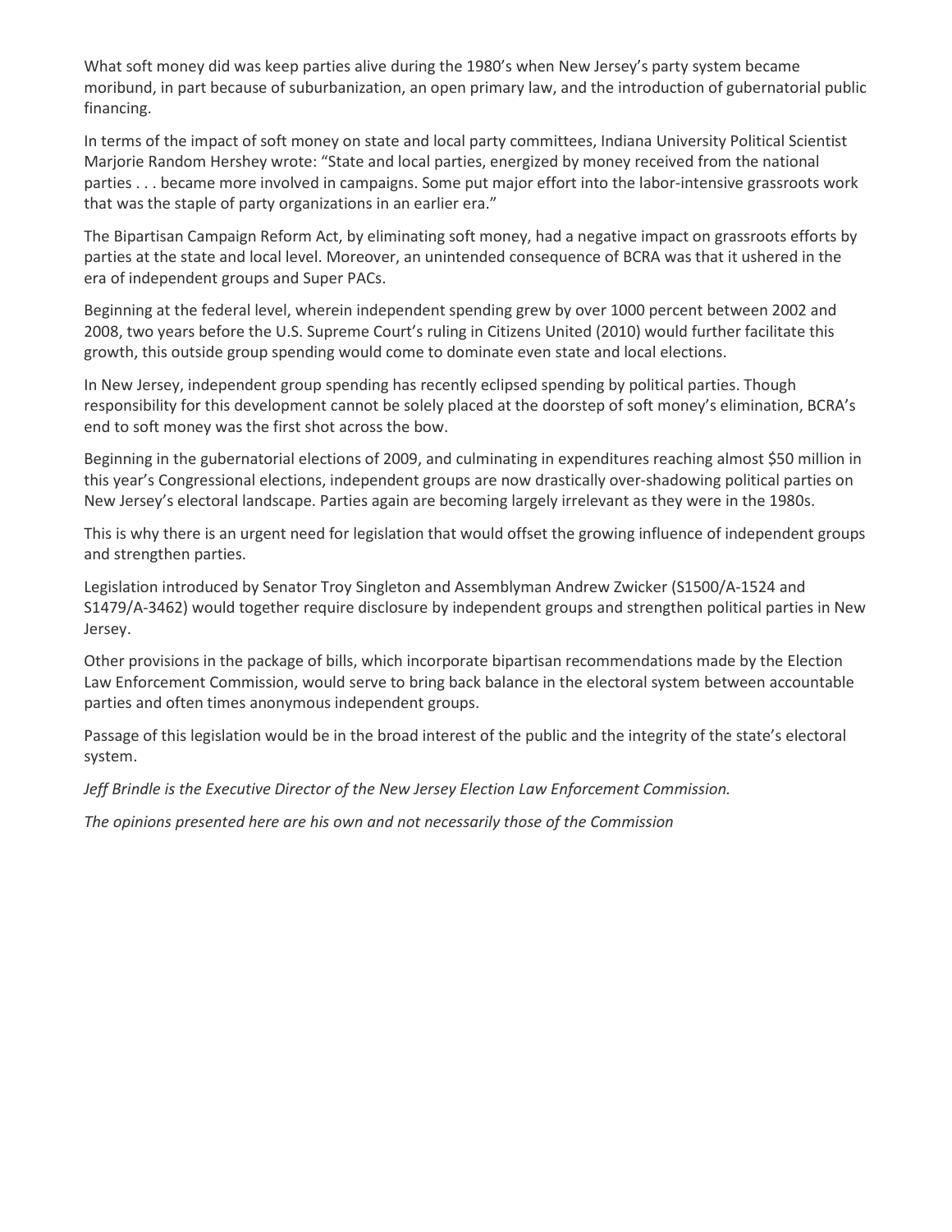What soft money did was keep parties alive during the 1980's when New Jersey's party system became moribund, in part because of suburbanization, an open primary law, and the introduction of gubernatorial public financing.

In terms of the impact of soft money on state and local party committees, Indiana University Political Scientist Marjorie Random Hershey wrote: "State and local parties, energized by money received from the national parties . . . became more involved in campaigns. Some put major effort into the labor-intensive grassroots work that was the staple of party organizations in an earlier era."

The Bipartisan Campaign Reform Act, by eliminating soft money, had a negative impact on grassroots efforts by parties at the state and local level. Moreover, an unintended consequence of BCRA was that it ushered in the era of independent groups and Super PACs.

Beginning at the federal level, wherein independent spending grew by over 1000 percent between 2002 and 2008, two years before the U.S. Supreme Court's ruling in Citizens United (2010) would further facilitate this growth, this outside group spending would come to dominate even state and local elections.

In New Jersey, independent group spending has recently eclipsed spending by political parties. Though responsibility for this development cannot be solely placed at the doorstep of soft money's elimination, BCRA's end to soft money was the first shot across the bow.

Beginning in the gubernatorial elections of 2009, and culminating in expenditures reaching almost $50 million in this year's Congressional elections, independent groups are now drastically over-shadowing political parties on New Jersey's electoral landscape. Parties again are becoming largely irrelevant as they were in the 1980s.

This is why there is an urgent need for legislation that would offset the growing influence of independent groups and strengthen parties.

Legislation introduced by Senator Troy Singleton and Assemblyman Andrew Zwicker (S1500/A-1524 and S1479/A-3462) would together require disclosure by independent groups and strengthen political parties in New Jersey.

Other provisions in the package of bills, which incorporate bipartisan recommendations made by the Election Law Enforcement Commission, would serve to bring back balance in the electoral system between accountable parties and often times anonymous independent groups.

Passage of this legislation would be in the broad interest of the public and the integrity of the state's electoral system.

*Jeff Brindle is the Executive Director of the New Jersey Election Law Enforcement Commission.*

*The opinions presented here are his own and not necessarily those of the Commission*